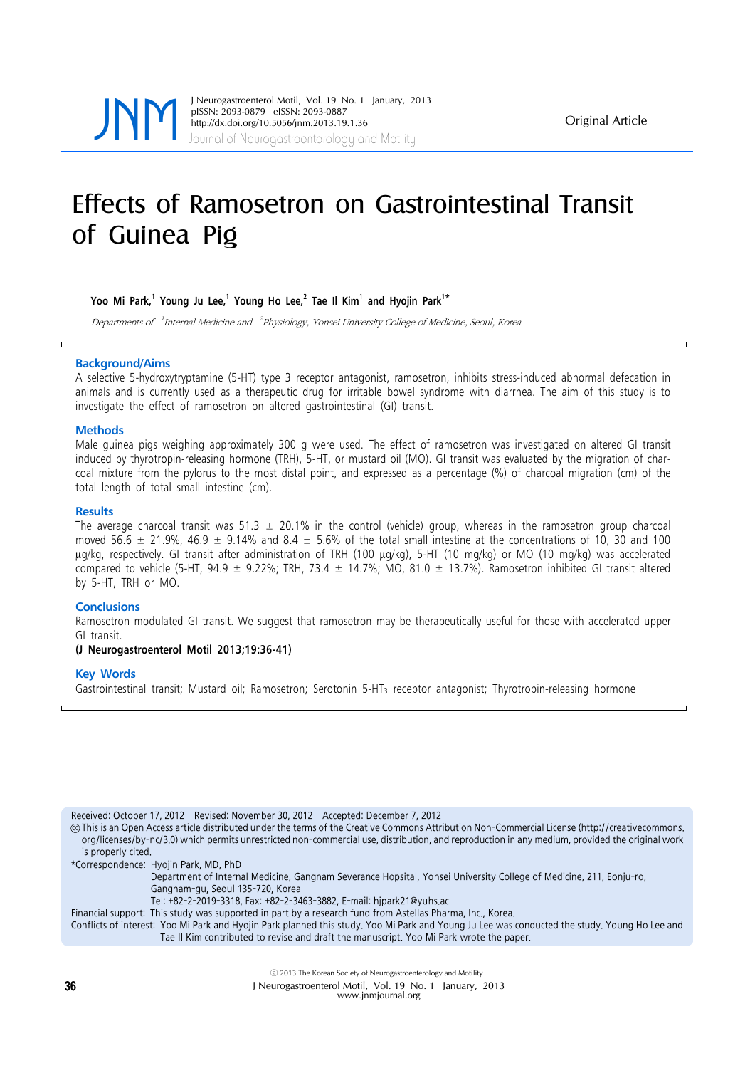Original Article

# Effects of Ramosetron on Gastrointestinal Transit of Guinea Pig

**Yoo Mi Park,[1] Young Ju Lee,[1] Young Ho Lee,[2] Tae Il Kim[1] and Hyojin Park[1]***

*Departments of [1]Internal Medicine and [2]Physiology, Yonsei University College of Medicine, Seoul, Korea*

## Background/Aims

A selective 5-hydroxytryptamine (5-HT) type 3 receptor antagonist, ramosetron, inhibits stress-induced abnormal defecation in animals and is currently used as a therapeutic drug for irritable bowel syndrome with diarrhea. The aim of this study is to investigate the effect of ramosetron on altered gastrointestinal (GI) transit.

## Methods

Male guinea pigs weighing approximately 300 g were used. The effect of ramosetron was investigated on altered GI transit induced by thyrotropin-releasing hormone (TRH), 5-HT, or mustard oil (MO). GI transit was evaluated by the migration of charcoal mixture from the pylorus to the most distal point, and expressed as a percentage (%) of charcoal migration (cm) of the total length of total small intestine (cm).

## Results

The average charcoal transit was 51.3 ± 20.1% in the control (vehicle) group, whereas in the ramosetron group charcoal moved 56.6 ± 21.9%, 46.9 ± 9.14% and 8.4 ± 5.6% of the total small intestine at the concentrations of 10, 30 and 100 μg/kg, respectively. GI transit after administration of TRH (100 μg/kg), 5-HT (10 mg/kg) or MO (10 mg/kg) was accelerated compared to vehicle (5-HT, 94.9 ± 9.22%; TRH, 73.4 ± 14.7%; MO, 81.0 ± 13.7%). Ramosetron inhibited GI transit altered by 5-HT, TRH or MO.

## Conclusions

Ramosetron modulated GI transit. We suggest that ramosetron may be therapeutically useful for those with accelerated upper GI transit.

**(J Neurogastroenterol Motil 2013;19:36-41)**

## Key Words

Gastrointestinal transit; Mustard oil; Ramosetron; Serotonin 5-$HT_3$ receptor antagonist; Thyrotropin-releasing hormone

---

Received: October 17, 2012 Revised: November 30, 2012 Accepted: December 7, 2012

© This is an Open Access article distributed under the terms of the Creative Commons Attribution Non-Commercial License (http://creativecommons.org/licenses/by-nc/3.0) which permits unrestricted non-commercial use, distribution, and reproduction in any medium, provided the original work is properly cited.

*Correspondence: Hyojin Park, MD, PhD
Department of Internal Medicine, Gangnam Severance Hopsital, Yonsei University College of Medicine, 211, Eonju-ro, Gangnam-gu, Seoul 135-720, Korea
Tel: +82-2-2019-3318, Fax: +82-2-3463-3882, E-mail: hjpark21@yuhs.ac

Financial support: This study was supported in part by a research fund from Astellas Pharma, Inc., Korea.

Conflicts of interest: Yoo Mi Park and Hyojin Park planned this study. Yoo Mi Park and Young Ju Lee was conducted the study. Young Ho Lee and Tae Il Kim contributed to revise and draft the manuscript. Yoo Mi Park wrote the paper.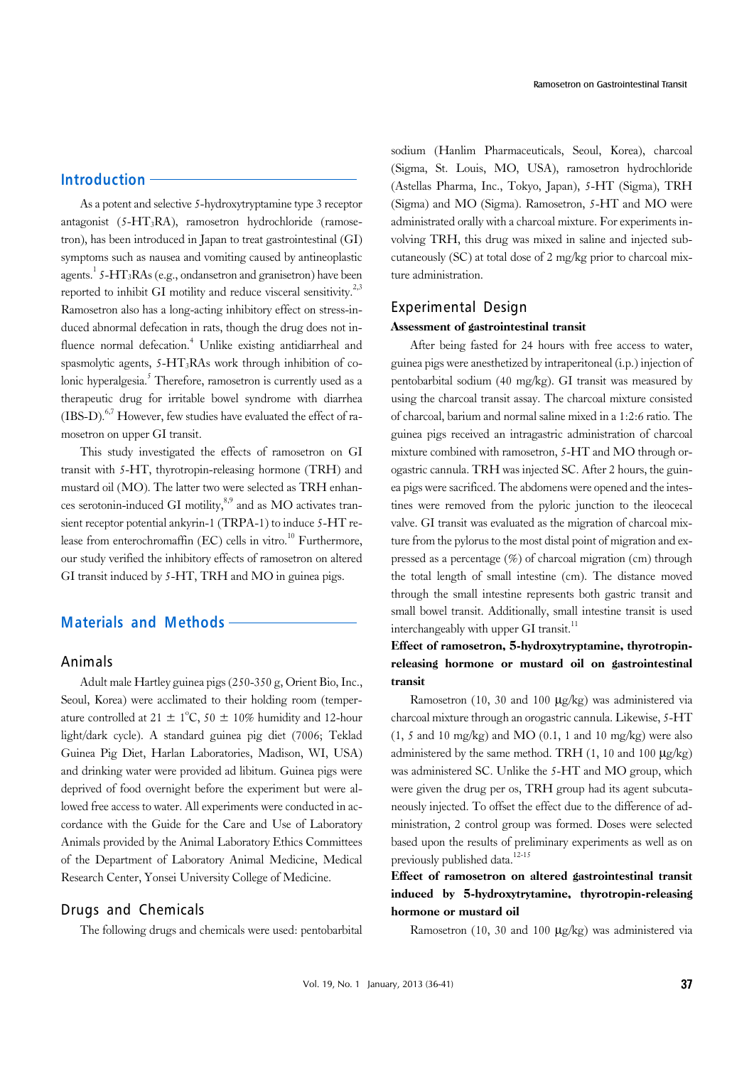## Introduction

As a potent and selective 5-hydroxytryptamine type 3 receptor antagonist (5-$HT_3RA$), ramosetron hydrochloride (ramosetron), has been introduced in Japan to treat gastrointestinal (GI) symptoms such as nausea and vomiting caused by antineoplastic agents.[1] 5-$HT_3RAs$ (e.g., ondansetron and granisetron) have been reported to inhibit GI motility and reduce visceral sensitivity.[2,3] Ramosetron also has a long-acting inhibitory effect on stress-induced abnormal defecation in rats, though the drug does not influence normal defecation.[4] Unlike existing antidiarrheal and spasmolytic agents, 5-$HT_3RAs$ work through inhibition of colonic hyperalgesia.[5] Therefore, ramosetron is currently used as a therapeutic drug for irritable bowel syndrome with diarrhea (IBS-D).[6,7] However, few studies have evaluated the effect of ramosetron on upper GI transit.

This study investigated the effects of ramosetron on GI transit with 5-HT, thyrotropin-releasing hormone (TRH) and mustard oil (MO). The latter two were selected as TRH enhances serotonin-induced GI motility,[8,9] and as MO activates transient receptor potential ankyrin-1 (TRPA-1) to induce 5-HT release from enterochromaffin (EC) cells in vitro.[10] Furthermore, our study verified the inhibitory effects of ramosetron on altered GI transit induced by 5-HT, TRH and MO in guinea pigs.

## Materials and Methods

### Animals

Adult male Hartley guinea pigs (250-350 g, Orient Bio, Inc., Seoul, Korea) were acclimated to their holding room (temperature controlled at 21 ± 1°C, 50 ± 10% humidity and 12-hour light/dark cycle). A standard guinea pig diet (7006; Teklad Guinea Pig Diet, Harlan Laboratories, Madison, WI, USA) and drinking water were provided ad libitum. Guinea pigs were deprived of food overnight before the experiment but were allowed free access to water. All experiments were conducted in accordance with the Guide for the Care and Use of Laboratory Animals provided by the Animal Laboratory Ethics Committees of the Department of Laboratory Animal Medicine, Medical Research Center, Yonsei University College of Medicine.

### Drugs and Chemicals

The following drugs and chemicals were used: pentobarbital sodium (Hanlim Pharmaceuticals, Seoul, Korea), charcoal (Sigma, St. Louis, MO, USA), ramosetron hydrochloride (Astellas Pharma, Inc., Tokyo, Japan), 5-HT (Sigma), TRH (Sigma) and MO (Sigma). Ramosetron, 5-HT and MO were administrated orally with a charcoal mixture. For experiments involving TRH, this drug was mixed in saline and injected subcutaneously (SC) at total dose of 2 mg/kg prior to charcoal mixture administration.

### Experimental Design

#### Assessment of gastrointestinal transit

After being fasted for 24 hours with free access to water, guinea pigs were anesthetized by intraperitoneal (i.p.) injection of pentobarbital sodium (40 mg/kg). GI transit was measured by using the charcoal transit assay. The charcoal mixture consisted of charcoal, barium and normal saline mixed in a 1:2:6 ratio. The guinea pigs received an intragastric administration of charcoal mixture combined with ramosetron, 5-HT and MO through orogastric cannula. TRH was injected SC. After 2 hours, the guinea pigs were sacrificed. The abdomens were opened and the intestines were removed from the pyloric junction to the ileocecal valve. GI transit was evaluated as the migration of charcoal mixture from the pylorus to the most distal point of migration and expressed as a percentage (%) of charcoal migration (cm) through the total length of small intestine (cm). The distance moved through the small intestine represents both gastric transit and small bowel transit. Additionally, small intestine transit is used interchangeably with upper GI transit.[11]

#### Effect of ramosetron, 5-hydroxytryptamine, thyrotropin-releasing hormone or mustard oil on gastrointestinal transit

Ramosetron (10, 30 and 100 μg/kg) was administered via charcoal mixture through an orogastric cannula. Likewise, 5-HT (1, 5 and 10 mg/kg) and MO (0.1, 1 and 10 mg/kg) were also administered by the same method. TRH (1, 10 and 100 μg/kg) was administered SC. Unlike the 5-HT and MO group, which were given the drug per os, TRH group had its agent subcutaneously injected. To offset the effect due to the difference of administration, 2 control group was formed. Doses were selected based upon the results of preliminary experiments as well as on previously published data.[12-15]

#### Effect of ramosetron on altered gastrointestinal transit induced by 5-hydroxytryptamine, thyrotropin-releasing hormone or mustard oil

Ramosetron (10, 30 and 100 μg/kg) was administered via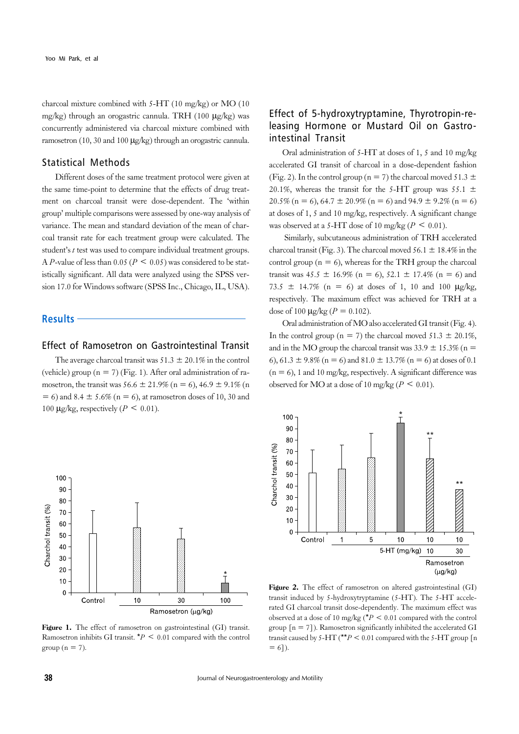charcoal mixture combined with 5-HT (10 mg/kg) or MO (10 mg/kg) through an orogastric cannula. TRH (100 μg/kg) was concurrently administered via charcoal mixture combined with ramosetron (10, 30 and 100 μg/kg) through an orogastric cannula.

## Statistical Methods

Different doses of the same treatment protocol were given at the same time-point to determine that the effects of drug treatment on charcoal transit were dose-dependent. The 'within group' multiple comparisons were assessed by one-way analysis of variance. The mean and standard deviation of the mean of charcoal transit rate for each treatment group were calculated. The student's *t* test was used to compare individual treatment groups. A *P*-value of less than 0.05 ($P < 0.05$) was considered to be statistically significant. All data were analyzed using the SPSS version 17.0 for Windows software (SPSS Inc., Chicago, IL, USA).

# Results

## Effect of Ramosetron on Gastrointestinal Transit

The average charcoal transit was 51.3 ± 20.1% in the control (vehicle) group (n = 7) (Fig. 1). After oral administration of ramosetron, the transit was 56.6 ± 21.9% (n = 6), 46.9 ± 9.1% (n = 6) and 8.4 ± 5.6% (n = 6), at ramosetron doses of 10, 30 and 100 μg/kg, respectively ($P < 0.01$).

**Figure 1.** The effect of ramosetron on gastrointestinal (GI) transit. Ramosetron inhibits GI transit. *$P < 0.01$ compared with the control group (n = 7).

## Effect of 5-hydroxytryptamine, Thyrotropin-releasing Hormone or Mustard Oil on Gastrointestinal Transit

Oral administration of 5-HT at doses of 1, 5 and 10 mg/kg accelerated GI transit of charcoal in a dose-dependent fashion (Fig. 2). In the control group (n = 7) the charcoal moved 51.3 ± 20.1%, whereas the transit for the 5-HT group was 55.1 ± 20.5% (n = 6), 64.7 ± 20.9% (n = 6) and 94.9 ± 9.2% (n = 6) at doses of 1, 5 and 10 mg/kg, respectively. A significant change was observed at a 5-HT dose of 10 mg/kg ($P < 0.01$).

Similarly, subcutaneous administration of TRH accelerated charcoal transit (Fig. 3). The charcoal moved 56.1 ± 18.4% in the control group (n = 6), whereas for the TRH group the charcoal transit was 45.5 ± 16.9% (n = 6), 52.1 ± 17.4% (n = 6) and 73.5 ± 14.7% (n = 6) at doses of 1, 10 and 100 μg/kg, respectively. The maximum effect was achieved for TRH at a dose of 100 μg/kg ($P = 0.102$).

Oral administration of MO also accelerated GI transit (Fig. 4). In the control group (n = 7) the charcoal moved 51.3 ± 20.1%, and in the MO group the charcoal transit was 33.9 ± 15.3% (n = 6), 61.3 ± 9.8% (n = 6) and 81.0 ± 13.7% (n = 6) at doses of 0.1 (n = 6), 1 and 10 mg/kg, respectively. A significant difference was observed for MO at a dose of 10 mg/kg ($P < 0.01$).

**Figure 2.** The effect of ramosetron on altered gastrointestinal (GI) transit induced by 5-hydroxytryptamine (5-HT). The 5-HT accelerated GI charcoal transit dose-dependently. The maximum effect was observed at a dose of 10 mg/kg (*$P < 0.01$ compared with the control group [n = 7]). Ramosetron significantly inhibited the accelerated GI transit caused by 5-HT (**$P < 0.01$ compared with the 5-HT group [n = 6]).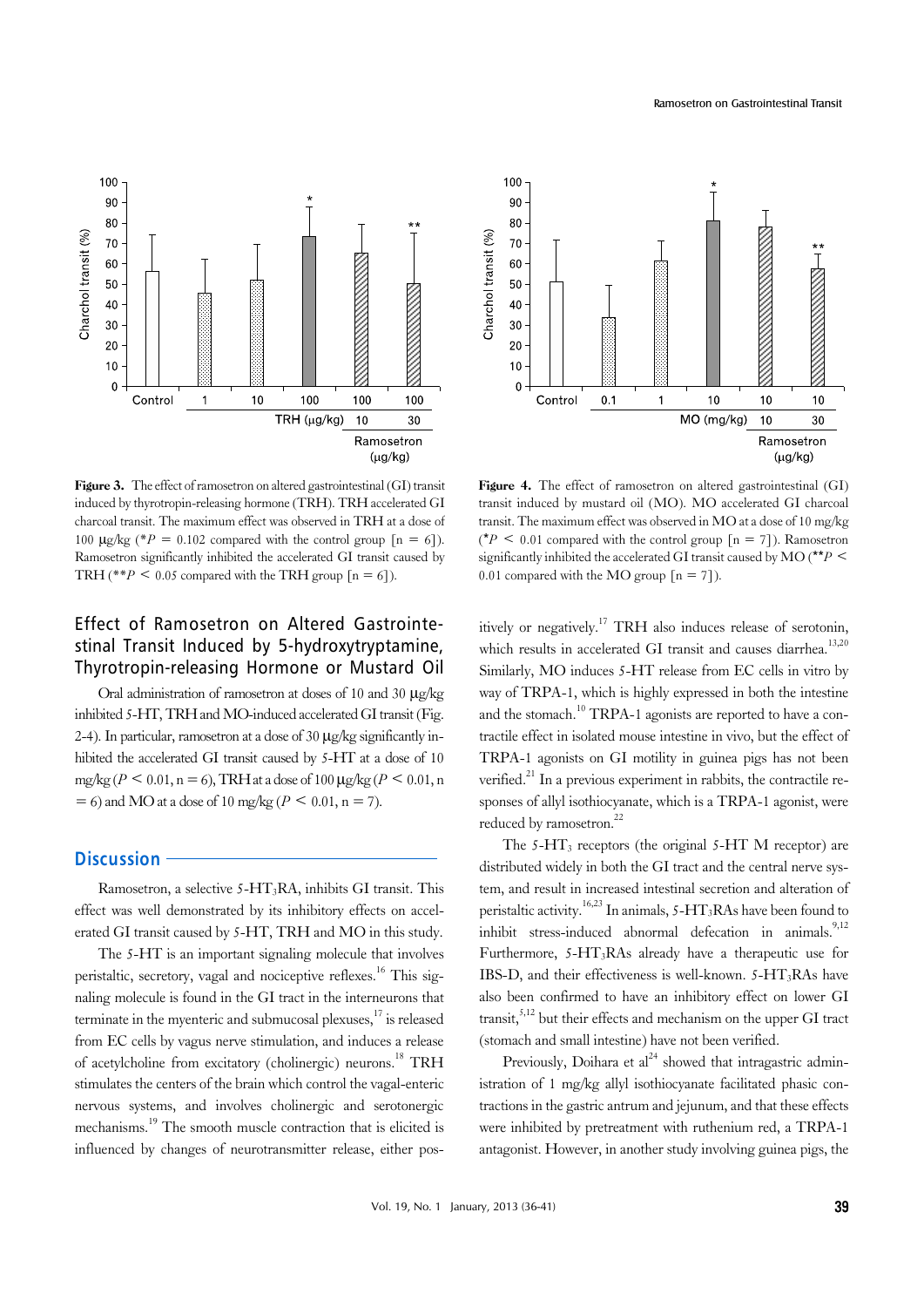**Figure 3.** The effect of ramosetron on altered gastrointestinal (GI) transit induced by thyrotropin-releasing hormone (TRH). TRH accelerated GI charcoal transit. The maximum effect was observed in TRH at a dose of 100 μg/kg (*$P$ = 0.102 compared with the control group [n = 6]). Ramosetron significantly inhibited the accelerated GI transit caused by TRH (**$P$ < 0.05 compared with the TRH group [n = 6]).

**Figure 4.** The effect of ramosetron on altered gastrointestinal (GI) transit induced by mustard oil (MO). MO accelerated GI charcoal transit. The maximum effect was observed in MO at a dose of 10 mg/kg (*$P$ < 0.01 compared with the control group [n = 7]). Ramosetron significantly inhibited the accelerated GI transit caused by MO (**$P$ < 0.01 compared with the MO group [n = 7]).

## Effect of Ramosetron on Altered Gastrointestinal Transit Induced by 5-hydroxytryptamine, Thyrotropin-releasing Hormone or Mustard Oil

Oral administration of ramosetron at doses of 10 and 30 μg/kg inhibited 5-HT, TRH and MO-induced accelerated GI transit (Fig. 2-4). In particular, ramosetron at a dose of 30 μg/kg significantly inhibited the accelerated GI transit caused by 5-HT at a dose of 10 mg/kg ($P$ < 0.01, n = 6), TRH at a dose of 100 μg/kg ($P$ < 0.01, n = 6) and MO at a dose of 10 mg/kg ($P$ < 0.01, n = 7).

## Discussion

Ramosetron, a selective 5-$HT_3$RA, inhibits GI transit. This effect was well demonstrated by its inhibitory effects on accelerated GI transit caused by 5-HT, TRH and MO in this study.

The 5-HT is an important signaling molecule that involves peristaltic, secretory, vagal and nociceptive reflexes.[16] This signaling molecule is found in the GI tract in the interneurons that terminate in the myenteric and submucosal plexuses,[17] is released from EC cells by vagus nerve stimulation, and induces a release of acetylcholine from excitatory (cholinergic) neurons.[18] TRH stimulates the centers of the brain which control the vagal-enteric nervous systems, and involves cholinergic and serotonergic mechanisms.[19] The smooth muscle contraction that is elicited is influenced by changes of neurotransmitter release, either positively or negatively.[17] TRH also induces release of serotonin, which results in accelerated GI transit and causes diarrhea.[13,20] Similarly, MO induces 5-HT release from EC cells in vitro by way of TRPA-1, which is highly expressed in both the intestine and the stomach.[10] TRPA-1 agonists are reported to have a contractile effect in isolated mouse intestine in vivo, but the effect of TRPA-1 agonists on GI motility in guinea pigs has not been verified.[21] In a previous experiment in rabbits, the contractile responses of allyl isothiocyanate, which is a TRPA-1 agonist, were reduced by ramosetron.[22]

The 5-$HT_3$ receptors (the original 5-HT M receptor) are distributed widely in both the GI tract and the central nerve system, and result in increased intestinal secretion and alteration of peristaltic activity.[16,23] In animals, 5-$HT_3$RAs have been found to inhibit stress-induced abnormal defecation in animals.[9,12] Furthermore, 5-$HT_3$RAs already have a therapeutic use for IBS-D, and their effectiveness is well-known. 5-$HT_3$RAs have also been confirmed to have an inhibitory effect on lower GI transit,[5,12] but their effects and mechanism on the upper GI tract (stomach and small intestine) have not been verified.

Previously, Doihara et al[24] showed that intragastric administration of 1 mg/kg allyl isothiocyanate facilitated phasic contractions in the gastric antrum and jejunum, and that these effects were inhibited by pretreatment with ruthenium red, a TRPA-1 antagonist. However, in another study involving guinea pigs, the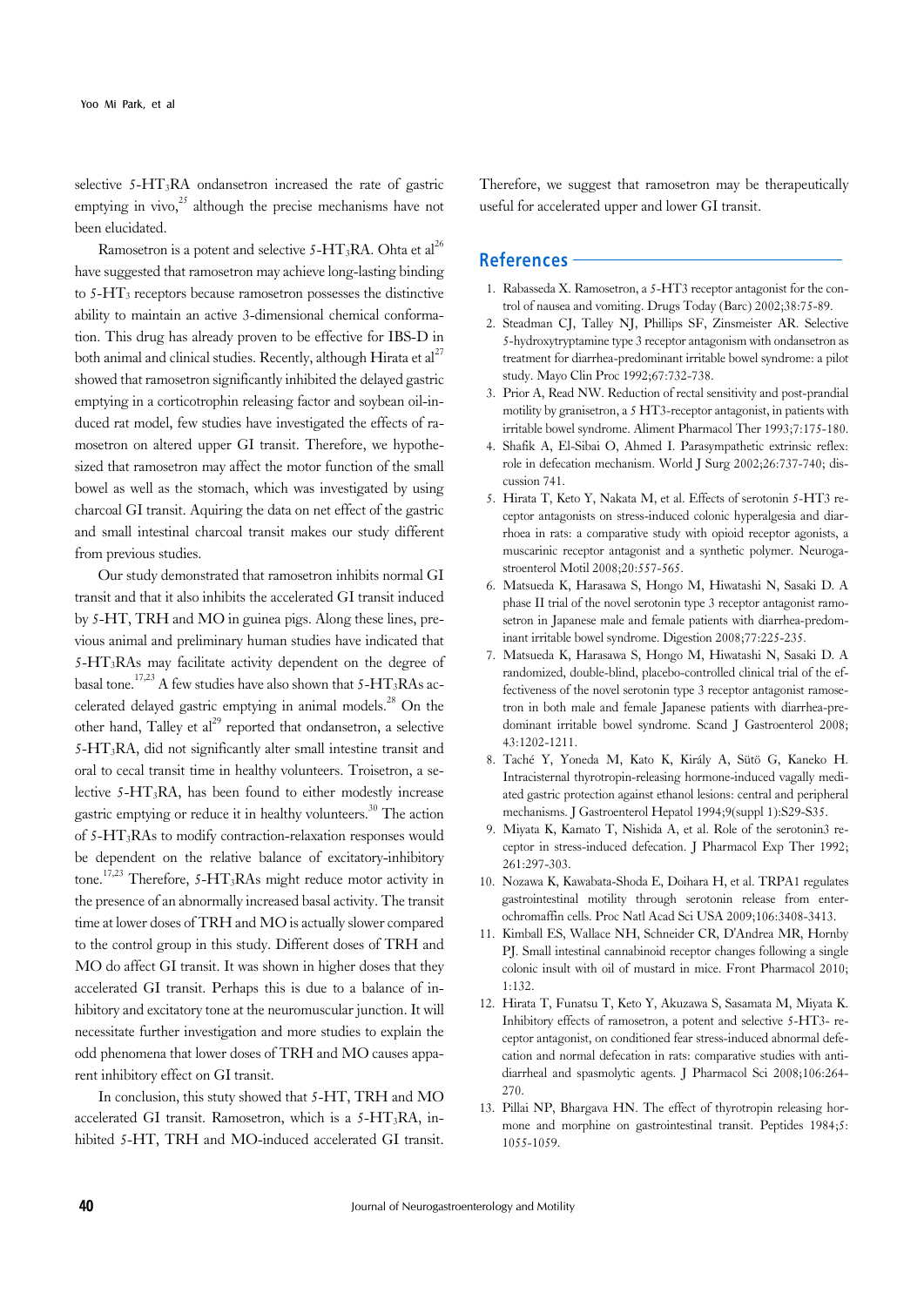selective 5-$HT_3$RA ondansetron increased the rate of gastric emptying in vivo,[25] although the precise mechanisms have not been elucidated.

Ramosetron is a potent and selective 5-$HT_3$RA. Ohta et al[26] have suggested that ramosetron may achieve long-lasting binding to 5-$HT_3$ receptors because ramosetron possesses the distinctive ability to maintain an active 3-dimensional chemical conformation. This drug has already proven to be effective for IBS-D in both animal and clinical studies. Recently, although Hirata et al[27] showed that ramosetron significantly inhibited the delayed gastric emptying in a corticotrophin releasing factor and soybean oil-induced rat model, few studies have investigated the effects of ramosetron on altered upper GI transit. Therefore, we hypothesized that ramosetron may affect the motor function of the small bowel as well as the stomach, which was investigated by using charcoal GI transit. Aquiring the data on net effect of the gastric and small intestinal charcoal transit makes our study different from previous studies.

Our study demonstrated that ramosetron inhibits normal GI transit and that it also inhibits the accelerated GI transit induced by 5-HT, TRH and MO in guinea pigs. Along these lines, previous animal and preliminary human studies have indicated that 5-$HT_3$RAs may facilitate activity dependent on the degree of basal tone.[17,23] A few studies have also shown that 5-$HT_3$RAs accelerated delayed gastric emptying in animal models.[28] On the other hand, Talley et al[29] reported that ondansetron, a selective 5-$HT_3$RA, did not significantly alter small intestine transit and oral to cecal transit time in healthy volunteers. Troisetron, a selective 5-$HT_3$RA, has been found to either modestly increase gastric emptying or reduce it in healthy volunteers.[30] The action of 5-$HT_3$RAs to modify contraction-relaxation responses would be dependent on the relative balance of excitatory-inhibitory tone.[17,23] Therefore, 5-$HT_3$RAs might reduce motor activity in the presence of an abnormally increased basal activity. The transit time at lower doses of TRH and MO is actually slower compared to the control group in this study. Different doses of TRH and MO do affect GI transit. It was shown in higher doses that they accelerated GI transit. Perhaps this is due to a balance of inhibitory and excitatory tone at the neuromuscular junction. It will necessitate further investigation and more studies to explain the odd phenomena that lower doses of TRH and MO causes apparent inhibitory effect on GI transit.

In conclusion, this stuty showed that 5-HT, TRH and MO accelerated GI transit. Ramosetron, which is a 5-$HT_3$RA, inhibited 5-HT, TRH and MO-induced accelerated GI transit. Therefore, we suggest that ramosetron may be therapeutically useful for accelerated upper and lower GI transit.

## References

1. Rabasseda X. Ramosetron, a 5-HT3 receptor antagonist for the control of nausea and vomiting. Drugs Today (Barc) 2002;38:75-89.
2. Steadman CJ, Talley NJ, Phillips SF, Zinsmeister AR. Selective 5-hydroxytryptamine type 3 receptor antagonism with ondansetron as treatment for diarrhea-predominant irritable bowel syndrome: a pilot study. Mayo Clin Proc 1992;67:732-738.
3. Prior A, Read NW. Reduction of rectal sensitivity and post-prandial motility by granisetron, a 5 HT3-receptor antagonist, in patients with irritable bowel syndrome. Aliment Pharmacol Ther 1993;7:175-180.
4. Shafik A, El-Sibai O, Ahmed I. Parasympathetic extrinsic reflex: role in defecation mechanism. World J Surg 2002;26:737-740; discussion 741.
5. Hirata T, Keto Y, Nakata M, et al. Effects of serotonin 5-HT3 receptor antagonists on stress-induced colonic hyperalgesia and diarrhoea in rats: a comparative study with opioid receptor agonists, a muscarinic receptor antagonist and a synthetic polymer. Neurogastroenterol Motil 2008;20:557-565.
6. Matsueda K, Harasawa S, Hongo M, Hiwatashi N, Sasaki D. A phase II trial of the novel serotonin type 3 receptor antagonist ramosetron in Japanese male and female patients with diarrhea-predominant irritable bowel syndrome. Digestion 2008;77:225-235.
7. Matsueda K, Harasawa S, Hongo M, Hiwatashi N, Sasaki D. A randomized, double-blind, placebo-controlled clinical trial of the effectiveness of the novel serotonin type 3 receptor antagonist ramosetron in both male and female Japanese patients with diarrhea-predominant irritable bowel syndrome. Scand J Gastroenterol 2008;43:1202-1211.
8. Taché Y, Yoneda M, Kato K, Király A, Sütö G, Kaneko H. Intracisternal thyrotropin-releasing hormone-induced vagally mediated gastric protection against ethanol lesions: central and peripheral mechanisms. J Gastroenterol Hepatol 1994;9(suppl 1):S29-S35.
9. Miyata K, Kamato T, Nishida A, et al. Role of the serotonin3 receptor in stress-induced defecation. J Pharmacol Exp Ther 1992;261:297-303.
10. Nozawa K, Kawabata-Shoda E, Doihara H, et al. TRPA1 regulates gastrointestinal motility through serotonin release from enterochromaffin cells. Proc Natl Acad Sci USA 2009;106:3408-3413.
11. Kimball ES, Wallace NH, Schneider CR, D'Andrea MR, Hornby PJ. Small intestinal cannabinoid receptor changes following a single colonic insult with oil of mustard in mice. Front Pharmacol 2010;1:132.
12. Hirata T, Funatsu T, Keto Y, Akuzawa S, Sasamata M, Miyata K. Inhibitory effects of ramosetron, a potent and selective 5-HT3- receptor antagonist, on conditioned fear stress-induced abnormal defecation and normal defecation in rats: comparative studies with antidiarrheal and spasmolytic agents. J Pharmacol Sci 2008;106:264-270.
13. Pillai NP, Bhargava HN. The effect of thyrotropin releasing hormone and morphine on gastrointestinal transit. Peptides 1984;5:1055-1059.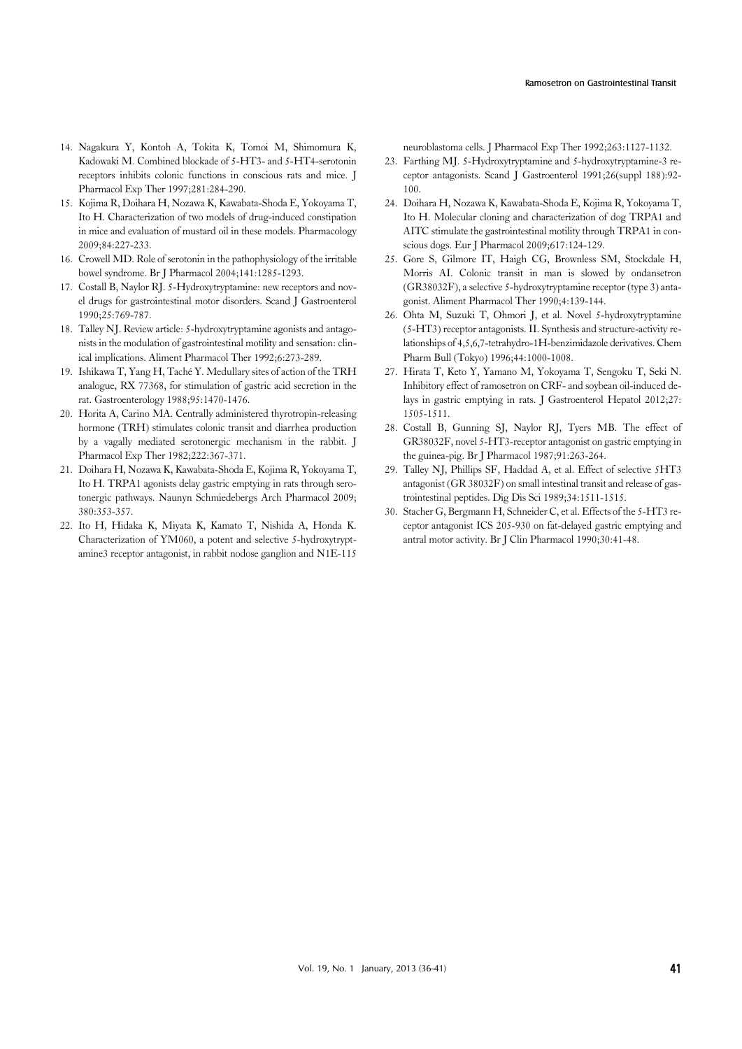14. Nagakura Y, Kontoh A, Tokita K, Tomoi M, Shimomura K, Kadowaki M. Combined blockade of 5-HT3- and 5-HT4-serotonin receptors inhibits colonic functions in conscious rats and mice. J Pharmacol Exp Ther 1997;281:284-290.
15. Kojima R, Doihara H, Nozawa K, Kawabata-Shoda E, Yokoyama T, Ito H. Characterization of two models of drug-induced constipation in mice and evaluation of mustard oil in these models. Pharmacology 2009;84:227-233.
16. Crowell MD. Role of serotonin in the pathophysiology of the irritable bowel syndrome. Br J Pharmacol 2004;141:1285-1293.
17. Costall B, Naylor RJ. 5-Hydroxytryptamine: new receptors and novel drugs for gastrointestinal motor disorders. Scand J Gastroenterol 1990;25:769-787.
18. Talley NJ. Review article: 5-hydroxytryptamine agonists and antagonists in the modulation of gastrointestinal motility and sensation: clinical implications. Aliment Pharmacol Ther 1992;6:273-289.
19. Ishikawa T, Yang H, Taché Y. Medullary sites of action of the TRH analogue, RX 77368, for stimulation of gastric acid secretion in the rat. Gastroenterology 1988;95:1470-1476.
20. Horita A, Carino MA. Centrally administered thyrotropin-releasing hormone (TRH) stimulates colonic transit and diarrhea production by a vagally mediated serotonergic mechanism in the rabbit. J Pharmacol Exp Ther 1982;222:367-371.
21. Doihara H, Nozawa K, Kawabata-Shoda E, Kojima R, Yokoyama T, Ito H. TRPA1 agonists delay gastric emptying in rats through serotonergic pathways. Naunyn Schmiedebergs Arch Pharmacol 2009; 380:353-357.
22. Ito H, Hidaka K, Miyata K, Kamato T, Nishida A, Honda K. Characterization of YM060, a potent and selective 5-hydroxytryptamine3 receptor antagonist, in rabbit nodose ganglion and N1E-115 neuroblastoma cells. J Pharmacol Exp Ther 1992;263:1127-1132.
23. Farthing MJ. 5-Hydroxytryptamine and 5-hydroxytryptamine-3 receptor antagonists. Scand J Gastroenterol 1991;26(suppl 188):92-100.
24. Doihara H, Nozawa K, Kawabata-Shoda E, Kojima R, Yokoyama T, Ito H. Molecular cloning and characterization of dog TRPA1 and AITC stimulate the gastrointestinal motility through TRPA1 in conscious dogs. Eur J Pharmacol 2009;617:124-129.
25. Gore S, Gilmore IT, Haigh CG, Brownless SM, Stockdale H, Morris AI. Colonic transit in man is slowed by ondansetron (GR38032F), a selective 5-hydroxytryptamine receptor (type 3) antagonist. Aliment Pharmacol Ther 1990;4:139-144.
26. Ohta M, Suzuki T, Ohmori J, et al. Novel 5-hydroxytryptamine (5-HT3) receptor antagonists. II. Synthesis and structure-activity relationships of 4,5,6,7-tetrahydro-1H-benzimidazole derivatives. Chem Pharm Bull (Tokyo) 1996;44:1000-1008.
27. Hirata T, Keto Y, Yamano M, Yokoyama T, Sengoku T, Seki N. Inhibitory effect of ramosetron on CRF- and soybean oil-induced delays in gastric emptying in rats. J Gastroenterol Hepatol 2012;27: 1505-1511.
28. Costall B, Gunning SJ, Naylor RJ, Tyers MB. The effect of GR38032F, novel 5-HT3-receptor antagonist on gastric emptying in the guinea-pig. Br J Pharmacol 1987;91:263-264.
29. Talley NJ, Phillips SF, Haddad A, et al. Effect of selective 5HT3 antagonist (GR 38032F) on small intestinal transit and release of gastrointestinal peptides. Dig Dis Sci 1989;34:1511-1515.
30. Stacher G, Bergmann H, Schneider C, et al. Effects of the 5-HT3 receptor antagonist ICS 205-930 on fat-delayed gastric emptying and antral motor activity. Br J Clin Pharmacol 1990;30:41-48.